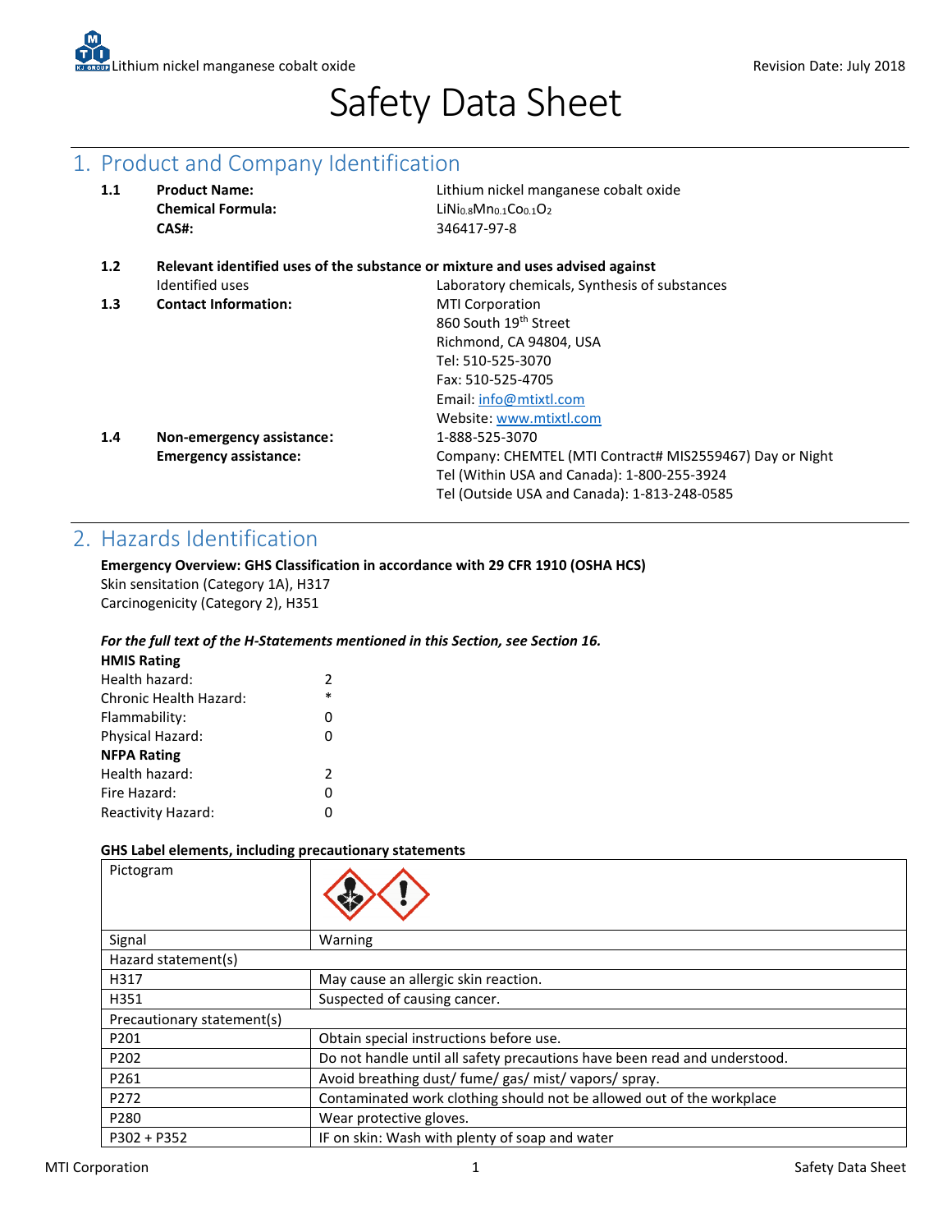Lithium nickel manganese cobalt oxide

Revision Date: July 2018

# Safety Data Sheet

## 1. Product and Company Identification

| | | |
|---|---|---|
| **1.1** | **Product Name:** | Lithium nickel manganese cobalt oxide |
| | **Chemical Formula:** | $LiNi_{0.8}Mn_{0.1}Co_{0.1}O_2$ |
| | **CAS#:** | 346417-97-8 |
| **1.2** | **Relevant identified uses of the substance or mixture and uses advised against** | |
| | Identified uses | Laboratory chemicals, Synthesis of substances |
| **1.3** | **Contact Information:** | MTI Corporation<br>860 South 19th Street<br>Richmond, CA 94804, USA<br>Tel: 510-525-3070<br>Fax: 510-525-4705<br>Email: info@mtixtl.com<br>Website: www.mtixtl.com |
| **1.4** | **Non-emergency assistance:** | 1-888-525-3070 |
| | **Emergency assistance:** | Company: CHEMTEL (MTI Contract# MIS2559467) Day or Night<br>Tel (Within USA and Canada): 1-800-255-3924<br>Tel (Outside USA and Canada): 1-813-248-0585 |

## 2. Hazards Identification

**Emergency Overview: GHS Classification in accordance with 29 CFR 1910 (OSHA HCS)**
Skin sensitation (Category 1A), H317
Carcinogenicity (Category 2), H351

***For the full text of the H-Statements mentioned in this Section, see Section 16.***

**HMIS Rating**

| | |
|---|---|
| Health hazard: | 2 |
| Chronic Health Hazard: | * |
| Flammability: | 0 |
| Physical Hazard: | 0 |

**NFPA Rating**

| | |
|---|---|
| Health hazard: | 2 |
| Fire Hazard: | 0 |
| Reactivity Hazard: | 0 |

**GHS Label elements, including precautionary statements**

| Pictogram | |
|---|---|
| Signal | Warning |
| Hazard statement(s) | |
| H317 | May cause an allergic skin reaction. |
| H351 | Suspected of causing cancer. |
| Precautionary statement(s) | |
| P201 | Obtain special instructions before use. |
| P202 | Do not handle until all safety precautions have been read and understood. |
| P261 | Avoid breathing dust/ fume/ gas/ mist/ vapors/ spray. |
| P272 | Contaminated work clothing should not be allowed out of the workplace |
| P280 | Wear protective gloves. |
| P302 + P352 | IF on skin: Wash with plenty of soap and water |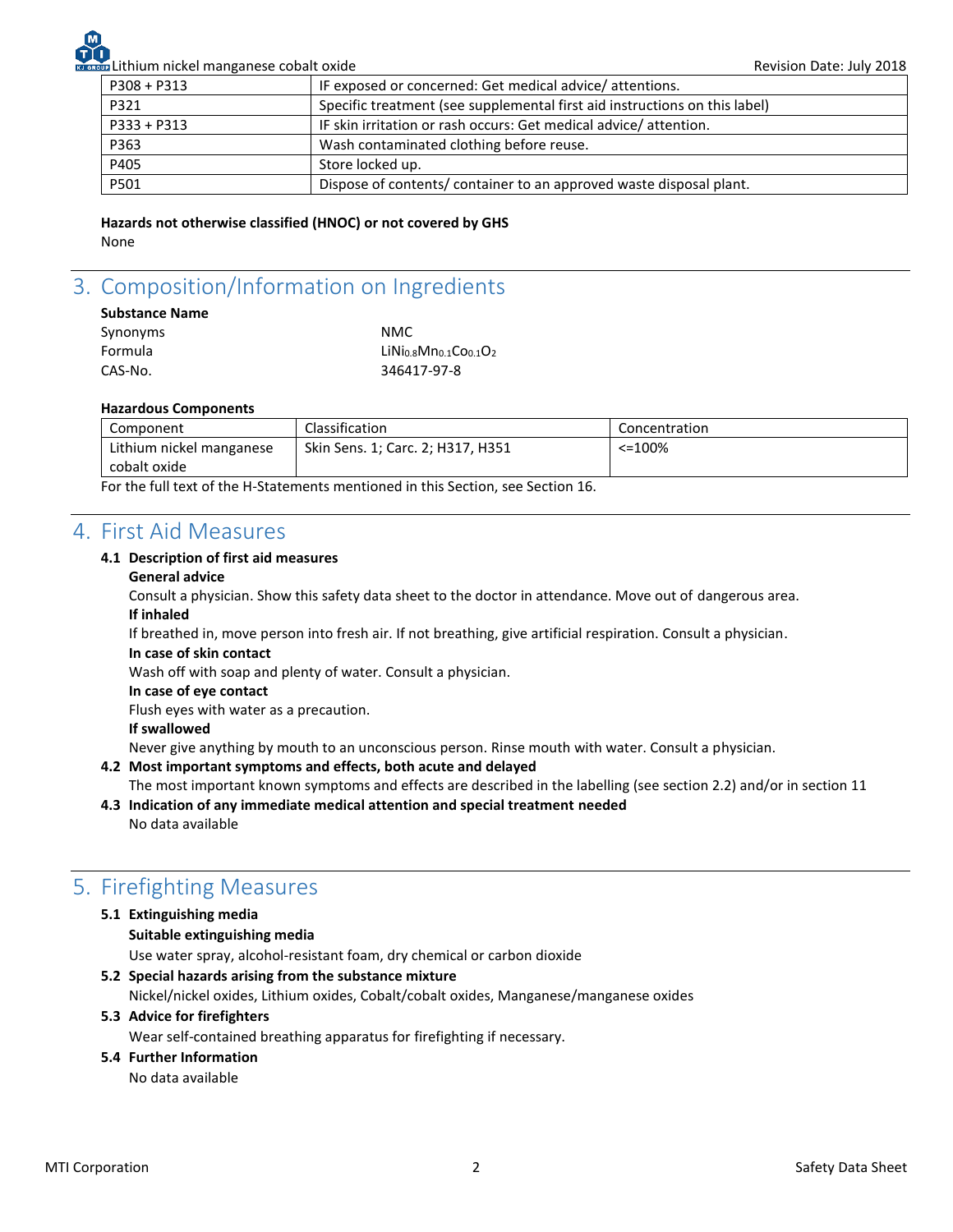| P308 + P313 | IF exposed or concerned: Get medical advice/ attentions. |
|---|---|
| P321 | Specific treatment (see supplemental first aid instructions on this label) |
| P333 + P313 | IF skin irritation or rash occurs: Get medical advice/ attention. |
| P363 | Wash contaminated clothing before reuse. |
| P405 | Store locked up. |
| P501 | Dispose of contents/ container to an approved waste disposal plant. |

**Hazards not otherwise classified (HNOC) or not covered by GHS**

None

# 3. Composition/Information on Ingredients

**Substance Name**

Synonyms NMC

Formula $LiNi_{0.8}Mn_{0.1}Co_{0.1}O_2$

CAS-No. 346417-97-8

**Hazardous Components**

| Component | Classification | Concentration |
|---|---|---|
| Lithium nickel manganese cobalt oxide | Skin Sens. 1; Carc. 2; H317, H351 | <=100% |

For the full text of the H-Statements mentioned in this Section, see Section 16.

# 4. First Aid Measures

**4.1 Description of first aid measures**

**General advice**

Consult a physician. Show this safety data sheet to the doctor in attendance. Move out of dangerous area.

**If inhaled**

If breathed in, move person into fresh air. If not breathing, give artificial respiration. Consult a physician.

**In case of skin contact**

Wash off with soap and plenty of water. Consult a physician.

**In case of eye contact**

Flush eyes with water as a precaution.

**If swallowed**

Never give anything by mouth to an unconscious person. Rinse mouth with water. Consult a physician.

**4.2 Most important symptoms and effects, both acute and delayed**

The most important known symptoms and effects are described in the labelling (see section 2.2) and/or in section 11

**4.3 Indication of any immediate medical attention and special treatment needed**

No data available

# 5. Firefighting Measures

**5.1 Extinguishing media**

**Suitable extinguishing media**

Use water spray, alcohol-resistant foam, dry chemical or carbon dioxide

**5.2 Special hazards arising from the substance mixture**

Nickel/nickel oxides, Lithium oxides, Cobalt/cobalt oxides, Manganese/manganese oxides

**5.3 Advice for firefighters**

Wear self-contained breathing apparatus for firefighting if necessary.

**5.4 Further Information**

No data available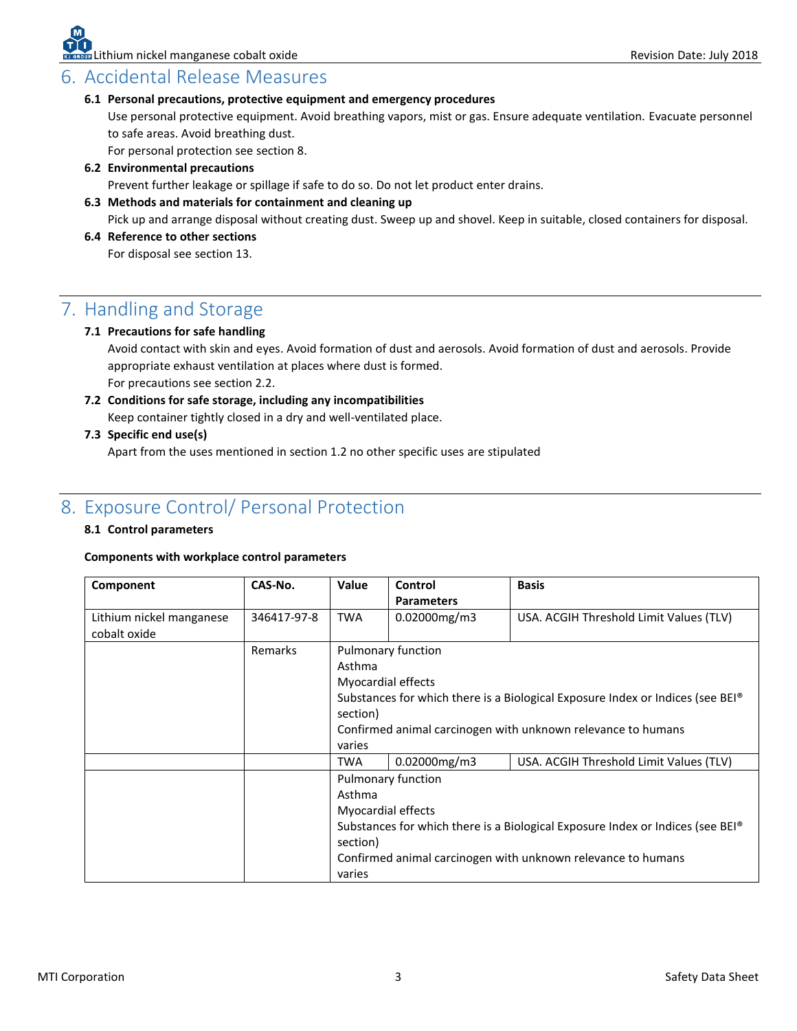# 6. Accidental Release Measures

### 6.1 Personal precautions, protective equipment and emergency procedures

Use personal protective equipment. Avoid breathing vapors, mist or gas. Ensure adequate ventilation. Evacuate personnel to safe areas. Avoid breathing dust.

For personal protection see section 8.

### 6.2 Environmental precautions

Prevent further leakage or spillage if safe to do so. Do not let product enter drains.

### 6.3 Methods and materials for containment and cleaning up

Pick up and arrange disposal without creating dust. Sweep up and shovel. Keep in suitable, closed containers for disposal.

### 6.4 Reference to other sections

For disposal see section 13.

# 7. Handling and Storage

### 7.1 Precautions for safe handling

Avoid contact with skin and eyes. Avoid formation of dust and aerosols. Avoid formation of dust and aerosols. Provide appropriate exhaust ventilation at places where dust is formed.

For precautions see section 2.2.

### 7.2 Conditions for safe storage, including any incompatibilities

Keep container tightly closed in a dry and well-ventilated place.

### 7.3 Specific end use(s)

Apart from the uses mentioned in section 1.2 no other specific uses are stipulated

# 8. Exposure Control/ Personal Protection

### 8.1 Control parameters

**Components with workplace control parameters**

| Component | CAS-No. | Value | Control Parameters | Basis |
|---|---|---|---|---|
| Lithium nickel manganese cobalt oxide | 346417-97-8 | TWA | 0.02000mg/m3 | USA. ACGIH Threshold Limit Values (TLV) |
| | Remarks | Pulmonary function<br>Asthma<br>Myocardial effects<br>Substances for which there is a Biological Exposure Index or Indices (see BEI® section)<br>Confirmed animal carcinogen with unknown relevance to humans<br>varies | | |
| | | TWA | 0.02000mg/m3 | USA. ACGIH Threshold Limit Values (TLV) |
| | | Pulmonary function<br>Asthma<br>Myocardial effects<br>Substances for which there is a Biological Exposure Index or Indices (see BEI® section)<br>Confirmed animal carcinogen with unknown relevance to humans<br>varies | | |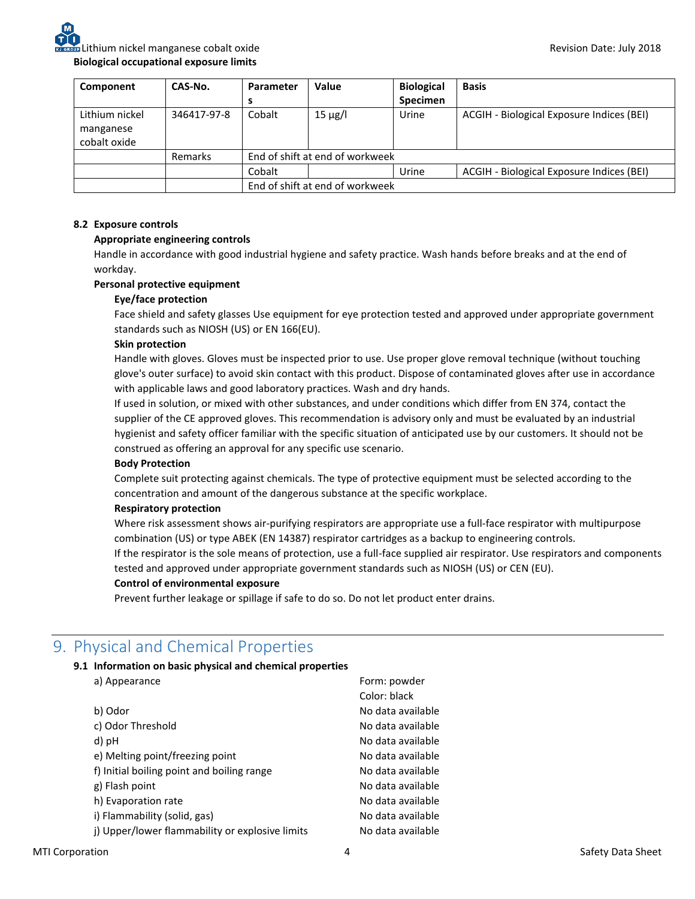**Biological occupational exposure limits**

| Component | CAS-No. | Parameters | Value | Biological Specimen | Basis |
|---|---|---|---|---|---|
| Lithium nickel manganese cobalt oxide | 346417-97-8 | Cobalt | 15 µg/l | Urine | ACGIH - Biological Exposure Indices (BEI) |
| | Remarks | End of shift at end of workweek | | | |
| | | Cobalt | | Urine | ACGIH - Biological Exposure Indices (BEI) |
| | | End of shift at end of workweek | | | |

### 8.2 Exposure controls

**Appropriate engineering controls**

Handle in accordance with good industrial hygiene and safety practice. Wash hands before breaks and at the end of workday.

**Personal protective equipment**

**Eye/face protection**

Face shield and safety glasses Use equipment for eye protection tested and approved under appropriate government standards such as NIOSH (US) or EN 166(EU).

**Skin protection**

Handle with gloves. Gloves must be inspected prior to use. Use proper glove removal technique (without touching glove's outer surface) to avoid skin contact with this product. Dispose of contaminated gloves after use in accordance with applicable laws and good laboratory practices. Wash and dry hands.

If used in solution, or mixed with other substances, and under conditions which differ from EN 374, contact the supplier of the CE approved gloves. This recommendation is advisory only and must be evaluated by an industrial hygienist and safety officer familiar with the specific situation of anticipated use by our customers. It should not be construed as offering an approval for any specific use scenario.

**Body Protection**

Complete suit protecting against chemicals. The type of protective equipment must be selected according to the concentration and amount of the dangerous substance at the specific workplace.

**Respiratory protection**

Where risk assessment shows air-purifying respirators are appropriate use a full-face respirator with multipurpose combination (US) or type ABEK (EN 14387) respirator cartridges as a backup to engineering controls.

If the respirator is the sole means of protection, use a full-face supplied air respirator. Use respirators and components tested and approved under appropriate government standards such as NIOSH (US) or CEN (EU).

**Control of environmental exposure**

Prevent further leakage or spillage if safe to do so. Do not let product enter drains.

# 9. Physical and Chemical Properties

### 9.1 Information on basic physical and chemical properties

| Property | Value |
|---|---|
| a) Appearance | Form: powder<br>Color: black |
| b) Odor | No data available |
| c) Odor Threshold | No data available |
| d) pH | No data available |
| e) Melting point/freezing point | No data available |
| f) Initial boiling point and boiling range | No data available |
| g) Flash point | No data available |
| h) Evaporation rate | No data available |
| i) Flammability (solid, gas) | No data available |
| j) Upper/lower flammability or explosive limits | No data available |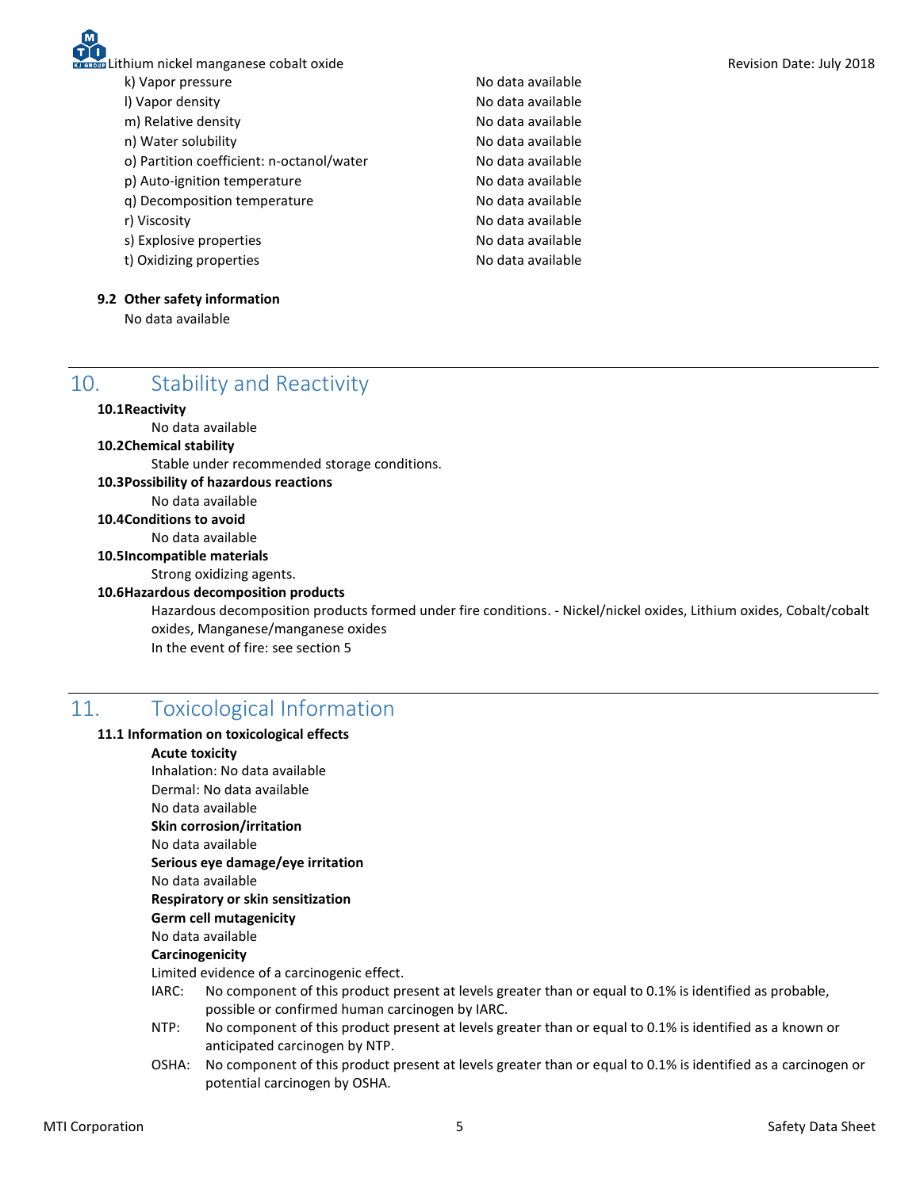| | |
|---|---|
| k) Vapor pressure | No data available |
| l) Vapor density | No data available |
| m) Relative density | No data available |
| n) Water solubility | No data available |
| o) Partition coefficient: n-octanol/water | No data available |
| p) Auto-ignition temperature | No data available |
| q) Decomposition temperature | No data available |
| r) Viscosity | No data available |
| s) Explosive properties | No data available |
| t) Oxidizing properties | No data available |

**9.2 Other safety information**

No data available

## 10. Stability and Reactivity

**10.1 Reactivity**

No data available

**10.2 Chemical stability**

Stable under recommended storage conditions.

**10.3 Possibility of hazardous reactions**

No data available

**10.4 Conditions to avoid**

No data available

**10.5 Incompatible materials**

Strong oxidizing agents.

**10.6 Hazardous decomposition products**

Hazardous decomposition products formed under fire conditions. - Nickel/nickel oxides, Lithium oxides, Cobalt/cobalt oxides, Manganese/manganese oxides

In the event of fire: see section 5

## 11. Toxicological Information

**11.1 Information on toxicological effects**

**Acute toxicity**

Inhalation: No data available

Dermal: No data available

No data available

**Skin corrosion/irritation**

No data available

**Serious eye damage/eye irritation**

No data available

**Respiratory or skin sensitization**

**Germ cell mutagenicity**

No data available

**Carcinogenicity**

Limited evidence of a carcinogenic effect.

IARC: No component of this product present at levels greater than or equal to 0.1% is identified as probable, possible or confirmed human carcinogen by IARC.

NTP: No component of this product present at levels greater than or equal to 0.1% is identified as a known or anticipated carcinogen by NTP.

OSHA: No component of this product present at levels greater than or equal to 0.1% is identified as a carcinogen or potential carcinogen by OSHA.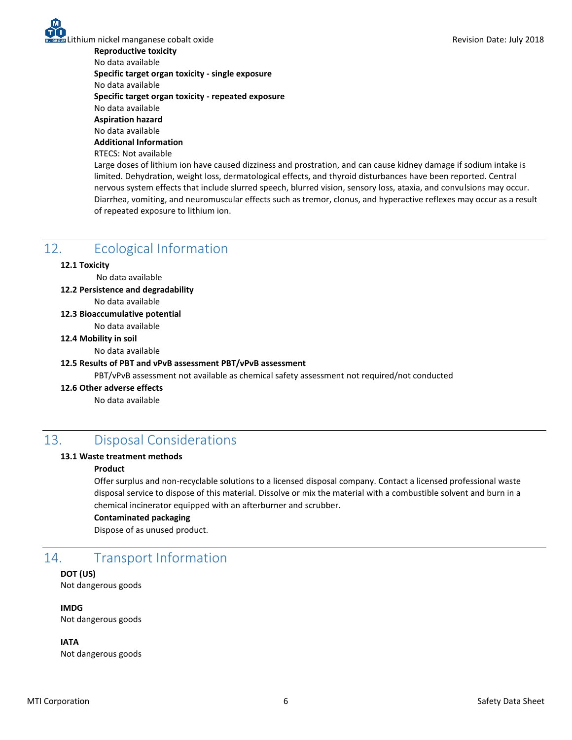**Reproductive toxicity**

No data available

**Specific target organ toxicity - single exposure**

No data available

**Specific target organ toxicity - repeated exposure**

No data available

**Aspiration hazard**

No data available

**Additional Information**

RTECS: Not available

Large doses of lithium ion have caused dizziness and prostration, and can cause kidney damage if sodium intake is limited. Dehydration, weight loss, dermatological effects, and thyroid disturbances have been reported. Central nervous system effects that include slurred speech, blurred vision, sensory loss, ataxia, and convulsions may occur. Diarrhea, vomiting, and neuromuscular effects such as tremor, clonus, and hyperactive reflexes may occur as a result of repeated exposure to lithium ion.

## 12. Ecological Information

**12.1 Toxicity**

No data available

**12.2 Persistence and degradability**

No data available

**12.3 Bioaccumulative potential**

No data available

**12.4 Mobility in soil**

No data available

**12.5 Results of PBT and vPvB assessment PBT/vPvB assessment**

PBT/vPvB assessment not available as chemical safety assessment not required/not conducted

**12.6 Other adverse effects**

No data available

## 13. Disposal Considerations

**13.1 Waste treatment methods**

**Product**

Offer surplus and non-recyclable solutions to a licensed disposal company. Contact a licensed professional waste disposal service to dispose of this material. Dissolve or mix the material with a combustible solvent and burn in a chemical incinerator equipped with an afterburner and scrubber.

**Contaminated packaging**

Dispose of as unused product.

## 14. Transport Information

**DOT (US)**

Not dangerous goods

**IMDG**

Not dangerous goods

**IATA**

Not dangerous goods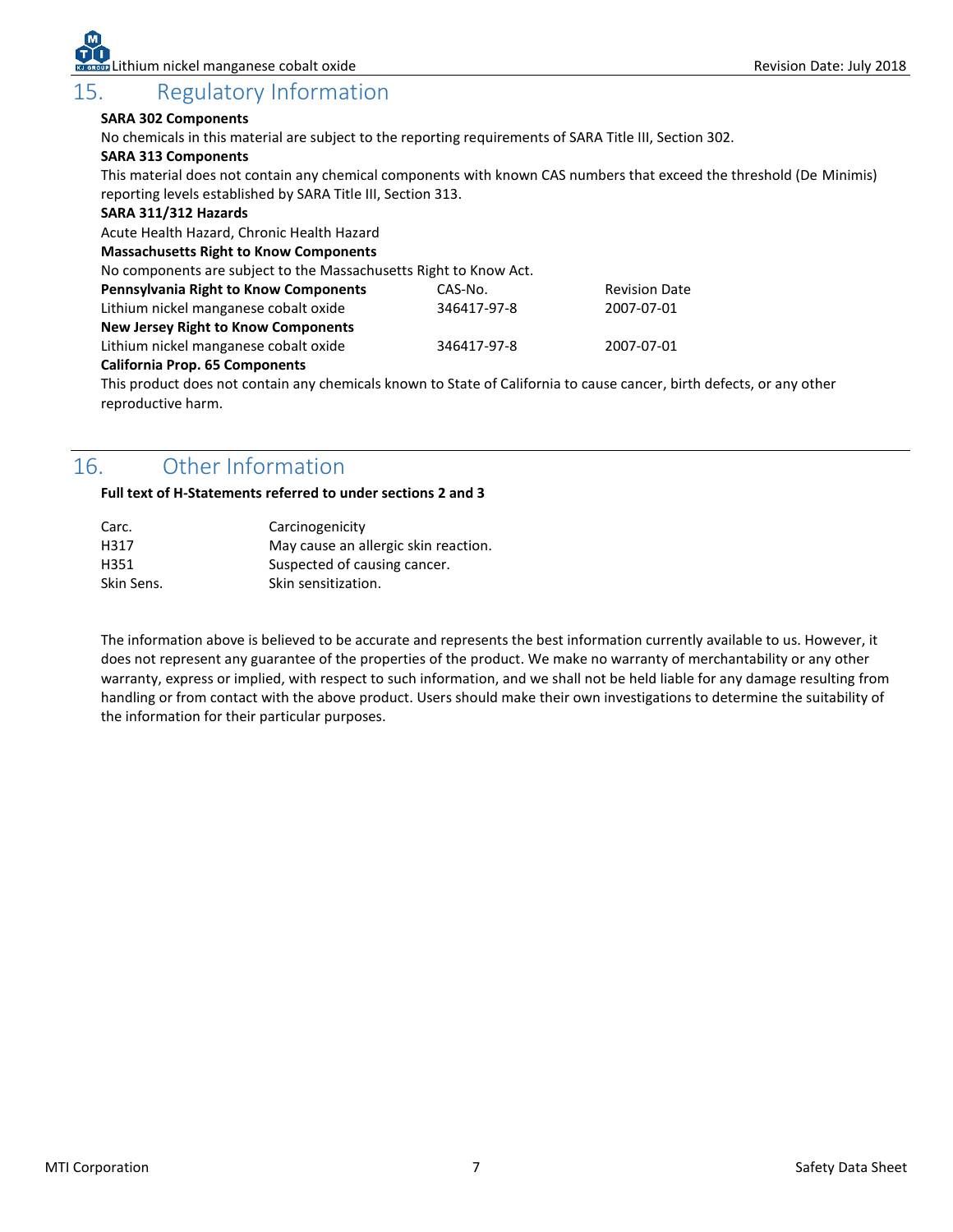## 15. Regulatory Information

**SARA 302 Components**

No chemicals in this material are subject to the reporting requirements of SARA Title III, Section 302.

**SARA 313 Components**

This material does not contain any chemical components with known CAS numbers that exceed the threshold (De Minimis) reporting levels established by SARA Title III, Section 313.

**SARA 311/312 Hazards**

Acute Health Hazard, Chronic Health Hazard

**Massachusetts Right to Know Components**

No components are subject to the Massachusetts Right to Know Act.

| **Pennsylvania Right to Know Components** | CAS-No. | Revision Date |
|---|---|---|
| Lithium nickel manganese cobalt oxide | 346417-97-8 | 2007-07-01 |

**New Jersey Right to Know Components**

| | | |
|---|---|---|
| Lithium nickel manganese cobalt oxide | 346417-97-8 | 2007-07-01 |

**California Prop. 65 Components**

This product does not contain any chemicals known to State of California to cause cancer, birth defects, or any other reproductive harm.

## 16. Other Information

**Full text of H-Statements referred to under sections 2 and 3**

| | |
|---|---|
| Carc. | Carcinogenicity |
| H317 | May cause an allergic skin reaction. |
| H351 | Suspected of causing cancer. |
| Skin Sens. | Skin sensitization. |

The information above is believed to be accurate and represents the best information currently available to us. However, it does not represent any guarantee of the properties of the product. We make no warranty of merchantability or any other warranty, express or implied, with respect to such information, and we shall not be held liable for any damage resulting from handling or from contact with the above product. Users should make their own investigations to determine the suitability of the information for their particular purposes.